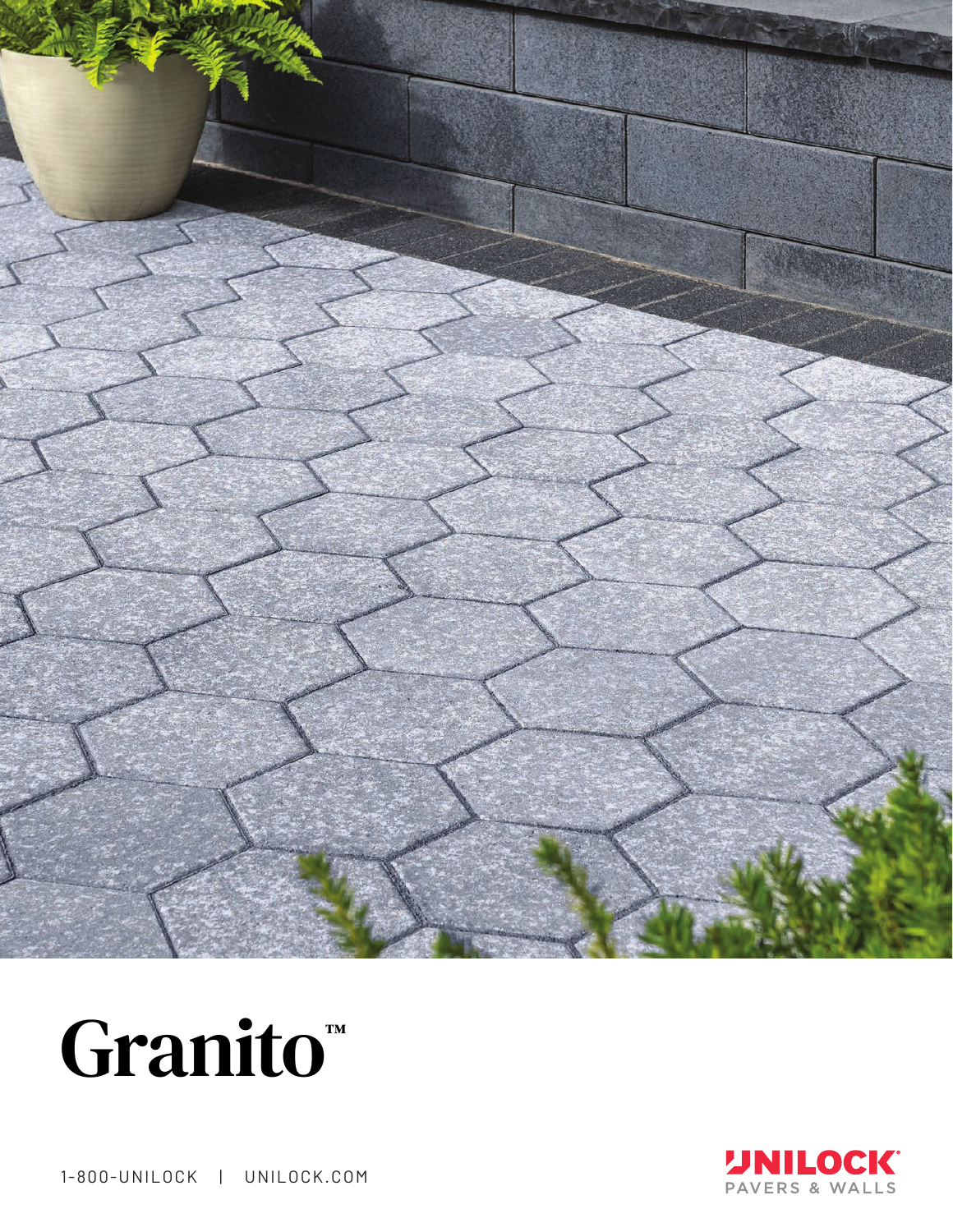# Granito™

1-800-UNILOCK | UNILOCK.COM

UNILOCK®
PAVERS & WALLS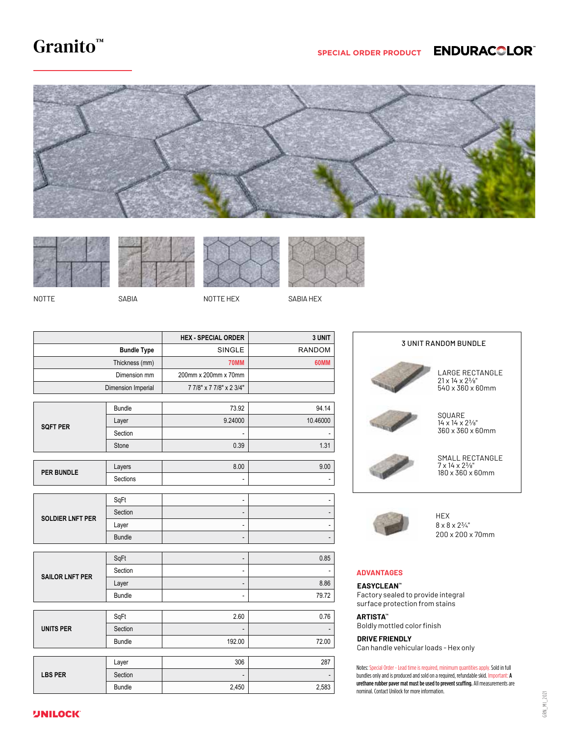# Granito™

**SPECIAL ORDER PRODUCT** ENDURACOLOR™

NOTTE

SABIA

NOTTE HEX

SABIA HEX

| | | HEX - SPECIAL ORDER | 3 UNIT |
|---|---|---|---|
| | Bundle Type | SINGLE | RANDOM |
| | Thickness (mm) | 70MM | 60MM |
| | Dimension mm | 200mm x 200mm x 70mm | |
| | Dimension Imperial | 7 7/8" x 7 7/8" x 2 3/4" | |
| SQFT PER | Bundle | 73.92 | 94.14 |
| | Layer | 9.24000 | 10.46000 |
| | Section | - | - |
| | Stone | 0.39 | 1.31 |
| PER BUNDLE | Layers | 8.00 | 9.00 |
| | Sections | - | - |
| SOLDIER LNFT PER | SqFt | - | - |
| | Section | - | - |
| | Layer | - | - |
| | Bundle | - | - |
| SAILOR LNFT PER | SqFt | - | 0.85 |
| | Section | - | - |
| | Layer | - | 8.86 |
| | Bundle | - | 79.72 |
| UNITS PER | SqFt | 2.60 | 0.76 |
| | Section | - | - |
| | Bundle | 192.00 | 72.00 |
| LBS PER | Layer | 306 | 287 |
| | Section | - | - |
| | Bundle | 2,450 | 2,583 |

**3 UNIT RANDOM BUNDLE**

LARGE RECTANGLE
21 x 14 x 2⅜"
540 x 360 x 60mm

SQUARE
14 x 14 x 2⅜"
360 x 360 x 60mm

SMALL RECTANGLE
7 x 14 x 2⅜"
180 x 360 x 60mm

HEX
8 x 8 x 2¾"
200 x 200 x 70mm

## ADVANTAGES

**EASYCLEAN™**
Factory sealed to provide integral surface protection from stains

**ARTISTA™**
Boldly mottled color finish

**DRIVE FRIENDLY**
Can handle vehicular loads - Hex only

Notes: Special Order - Lead time is required, minimum quantities apply. Sold in full bundles only and is produced and sold on a required, refundable skid. Important: **A urethane rubber paver mat must be used to prevent scuffing.** All measurements are nominal. Contact Unilock for more information.

UNILOCK

GRN_MI_2021